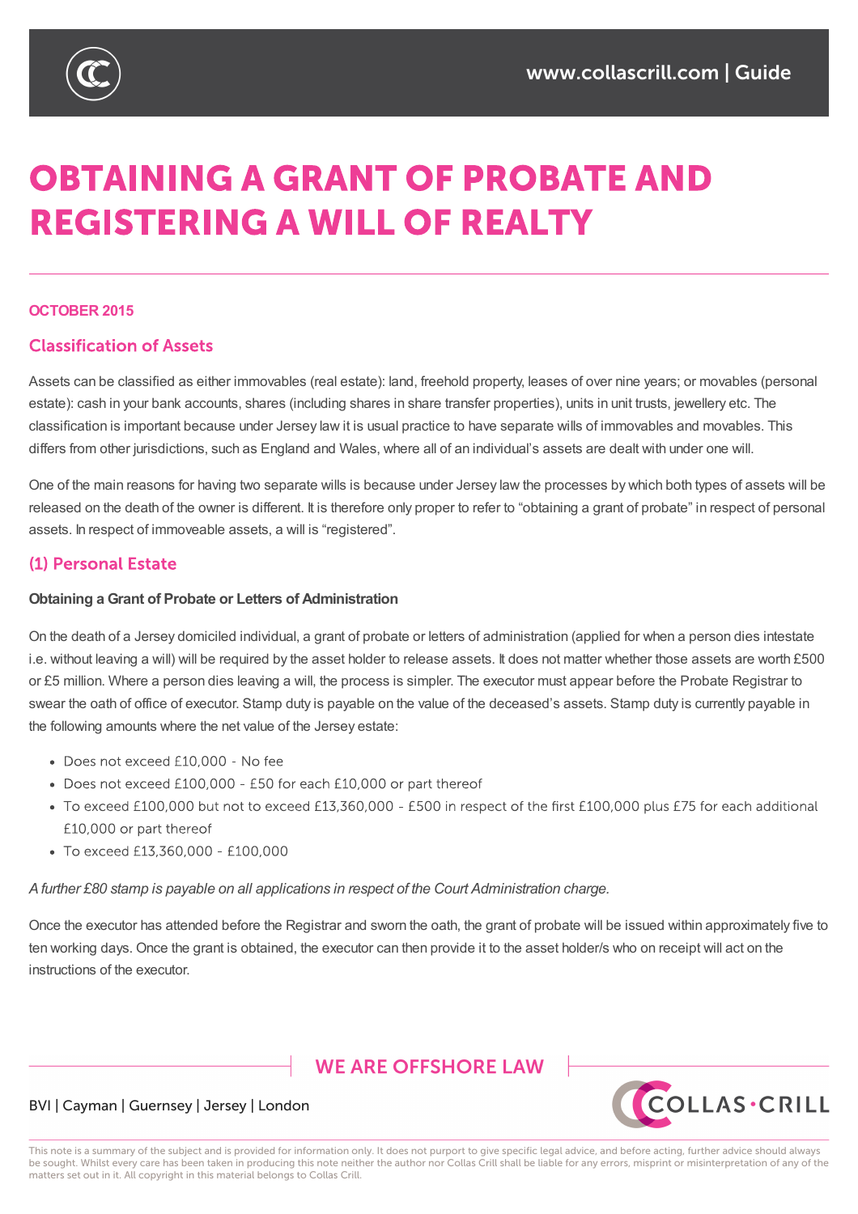# OBTAINING A GRANT OF PROBATE AND REGISTERING A WILL OF REALTY

**OCTOBER 2015**

## Classification of Assets

Assets can be classified as either immovables (real estate): land, freehold property, leases of over nine years; or movables (personal estate): cash in your bank accounts, shares (including shares in share transfer properties), units in unit trusts, jewellery etc. The classification is important because under Jersey law it is usual practice to have separate wills of immovables and movables. This differs from other jurisdictions, such as England and Wales, where all of an individual's assets are dealt with under one will.

One of the main reasons for having two separate wills is because under Jersey law the processes by which both types of assets will be released on the death of the owner is different. It is therefore only proper to refer to "obtaining a grant of probate" in respect of personal assets. In respect of immoveable assets, a will is "registered".

## (1) Personal Estate

**Obtaining a Grant of Probate or Letters of Administration**

On the death of a Jersey domiciled individual, a grant of probate or letters of administration (applied for when a person dies intestate i.e. without leaving a will) will be required by the asset holder to release assets. It does not matter whether those assets are worth £500 or £5 million. Where a person dies leaving a will, the process is simpler. The executor must appear before the Probate Registrar to swear the oath of office of executor. Stamp duty is payable on the value of the deceased's assets. Stamp duty is currently payable in the following amounts where the net value of the Jersey estate:

- Does not exceed £10,000 - No fee
- Does not exceed £100,000 - £50 for each £10,000 or part thereof
- To exceed £100,000 but not to exceed £13,360,000 - £500 in respect of the first £100,000 plus £75 for each additional £10,000 or part thereof
- To exceed £13,360,000 - £100,000

*A further £80 stamp is payable on all applications in respect of the Court Administration charge.*

Once the executor has attended before the Registrar and sworn the oath, the grant of probate will be issued within approximately five to ten working days. Once the grant is obtained, the executor can then provide it to the asset holder/s who on receipt will act on the instructions of the executor.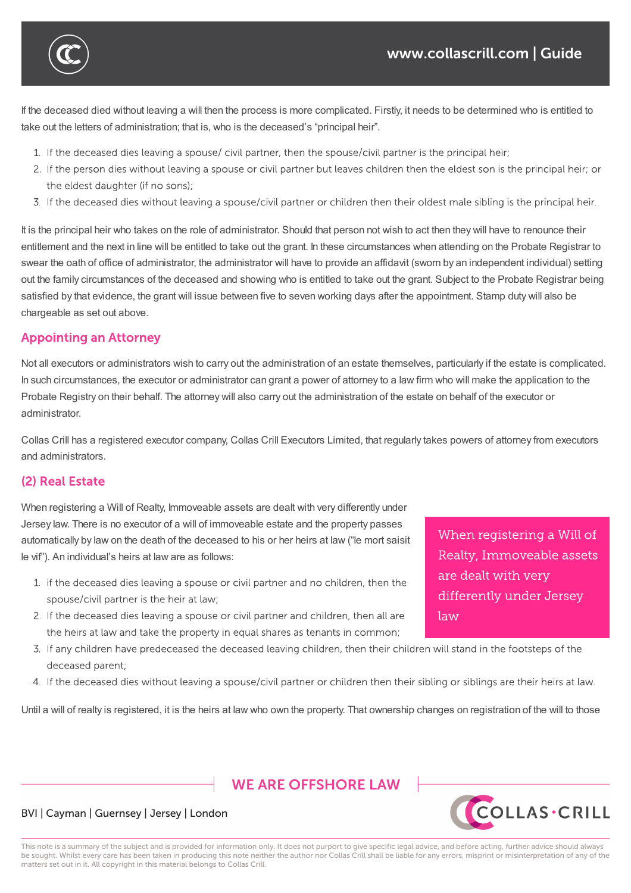If the deceased died without leaving a will then the process is more complicated. Firstly, it needs to be determined who is entitled to take out the letters of administration; that is, who is the deceased's "principal heir".

1. If the deceased dies leaving a spouse/ civil partner, then the spouse/civil partner is the principal heir;
2. If the person dies without leaving a spouse or civil partner but leaves children then the eldest son is the principal heir; or the eldest daughter (if no sons);
3. If the deceased dies without leaving a spouse/civil partner or children then their oldest male sibling is the principal heir.

It is the principal heir who takes on the role of administrator. Should that person not wish to act then they will have to renounce their entitlement and the next in line will be entitled to take out the grant. In these circumstances when attending on the Probate Registrar to swear the oath of office of administrator, the administrator will have to provide an affidavit (sworn by an independent individual) setting out the family circumstances of the deceased and showing who is entitled to take out the grant. Subject to the Probate Registrar being satisfied by that evidence, the grant will issue between five to seven working days after the appointment. Stamp duty will also be chargeable as set out above.

## Appointing an Attorney

Not all executors or administrators wish to carry out the administration of an estate themselves, particularly if the estate is complicated. In such circumstances, the executor or administrator can grant a power of attorney to a law firm who will make the application to the Probate Registry on their behalf. The attorney will also carry out the administration of the estate on behalf of the executor or administrator.

Collas Crill has a registered executor company, Collas Crill Executors Limited, that regularly takes powers of attorney from executors and administrators.

## (2) Real Estate

When registering a Will of Realty, Immoveable assets are dealt with very differently under Jersey law. There is no executor of a will of immoveable estate and the property passes automatically by law on the death of the deceased to his or her heirs at law ("le mort saisit le vif"). An individual's heirs at law are as follows:

> When registering a Will of Realty, Immoveable assets are dealt with very differently under Jersey law

1. if the deceased dies leaving a spouse or civil partner and no children, then the spouse/civil partner is the heir at law;
2. If the deceased dies leaving a spouse or civil partner and children, then all are the heirs at law and take the property in equal shares as tenants in common;
3. If any children have predeceased the deceased leaving children, then their children will stand in the footsteps of the deceased parent;
4. If the deceased dies without leaving a spouse/civil partner or children then their sibling or siblings are their heirs at law.

Until a will of realty is registered, it is the heirs at law who own the property. That ownership changes on registration of the will to those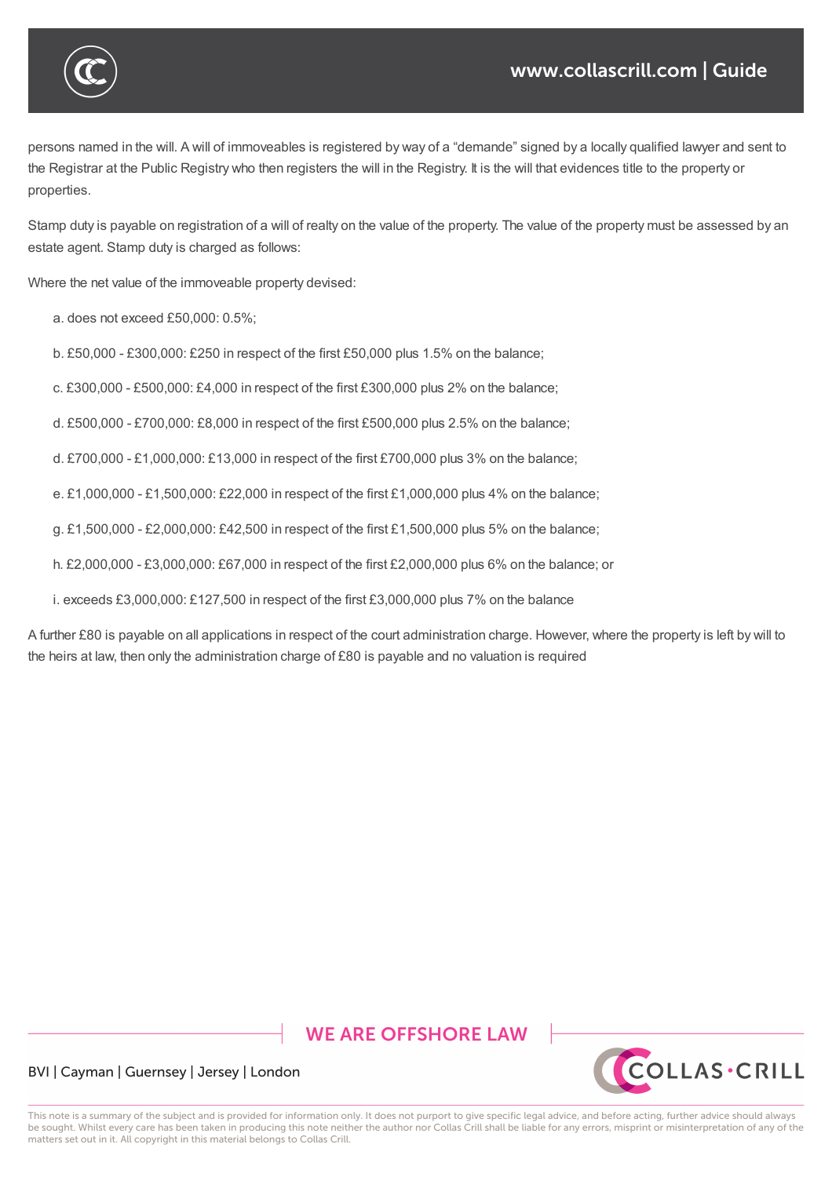persons named in the will. A will of immoveables is registered by way of a "demande" signed by a locally qualified lawyer and sent to the Registrar at the Public Registry who then registers the will in the Registry. It is the will that evidences title to the property or properties.

Stamp duty is payable on registration of a will of realty on the value of the property. The value of the property must be assessed by an estate agent. Stamp duty is charged as follows:

Where the net value of the immoveable property devised:

a. does not exceed £50,000: 0.5%;

b. £50,000 - £300,000: £250 in respect of the first £50,000 plus 1.5% on the balance;

c. £300,000 - £500,000: £4,000 in respect of the first £300,000 plus 2% on the balance;

d. £500,000 - £700,000: £8,000 in respect of the first £500,000 plus 2.5% on the balance;

d. £700,000 - £1,000,000: £13,000 in respect of the first £700,000 plus 3% on the balance;

e. £1,000,000 - £1,500,000: £22,000 in respect of the first £1,000,000 plus 4% on the balance;

g. £1,500,000 - £2,000,000: £42,500 in respect of the first £1,500,000 plus 5% on the balance;

h. £2,000,000 - £3,000,000: £67,000 in respect of the first £2,000,000 plus 6% on the balance; or

i. exceeds £3,000,000: £127,500 in respect of the first £3,000,000 plus 7% on the balance

A further £80 is payable on all applications in respect of the court administration charge. However, where the property is left by will to the heirs at law, then only the administration charge of £80 is payable and no valuation is required